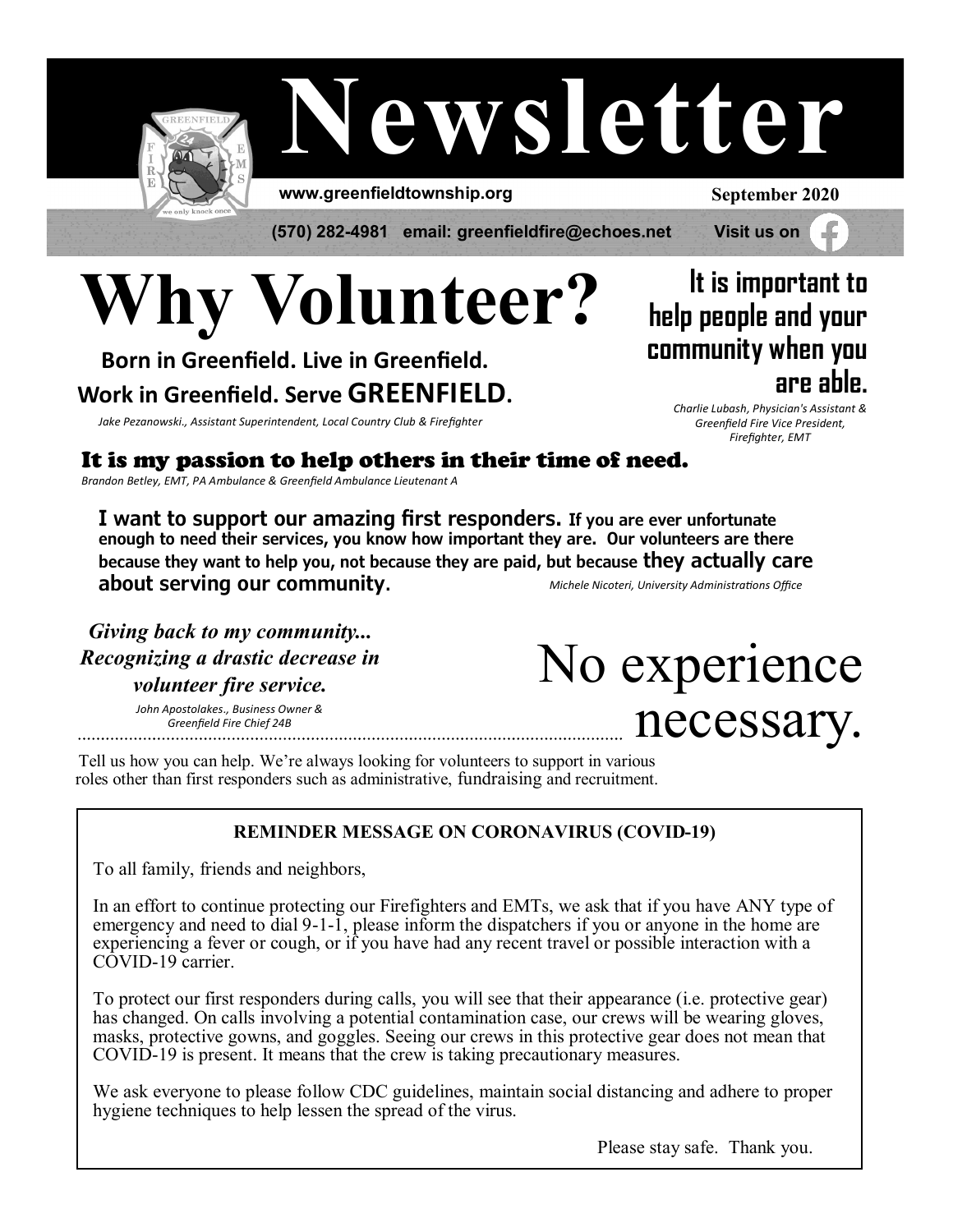# Newsletter

www.greenfieldtownship.org

September 2020

(570) 282-4981 email: greenfieldfire@echoes.net Visit us on

# Why Volunteer?

**Born in Greenfield. Live in Greenfield. Work in Greenfield. Serve GREENFIELD.**

*Jake Pezanowski., Assistant Superintendent, Local Country Club & Firefighter*

**It is important to help people and your community when you are able.**

*Charlie Lubash, Physician's Assistant & Greenfield Fire Vice President, Firefighter, EMT*

**It is my passion to help others in their time of need.**

*Brandon Betley, EMT, PA Ambulance & Greenfield Ambulance Lieutenant A*

**I want to support our amazing first responders. If you are ever unfortunate enough to need their services, you know how important they are. Our volunteers are there because they want to help you, not because they are paid, but because they actually care about serving our community.**

*Michele Nicoteri, University Administrations Office*

***Giving back to my community... Recognizing a drastic decrease in volunteer fire service.***

*John Apostolakes., Business Owner & Greenfield Fire Chief 24B*

## No experience necessary.

Tell us how you can help. We're always looking for volunteers to support in various roles other than first responders such as administrative, fundraising and recruitment.

---

**REMINDER MESSAGE ON CORONAVIRUS (COVID-19)**

To all family, friends and neighbors,

In an effort to continue protecting our Firefighters and EMTs, we ask that if you have ANY type of emergency and need to dial 9-1-1, please inform the dispatchers if you or anyone in the home are experiencing a fever or cough, or if you have had any recent travel or possible interaction with a COVID-19 carrier.

To protect our first responders during calls, you will see that their appearance (i.e. protective gear) has changed. On calls involving a potential contamination case, our crews will be wearing gloves, masks, protective gowns, and goggles. Seeing our crews in this protective gear does not mean that COVID-19 is present. It means that the crew is taking precautionary measures.

We ask everyone to please follow CDC guidelines, maintain social distancing and adhere to proper hygiene techniques to help lessen the spread of the virus.

Please stay safe. Thank you.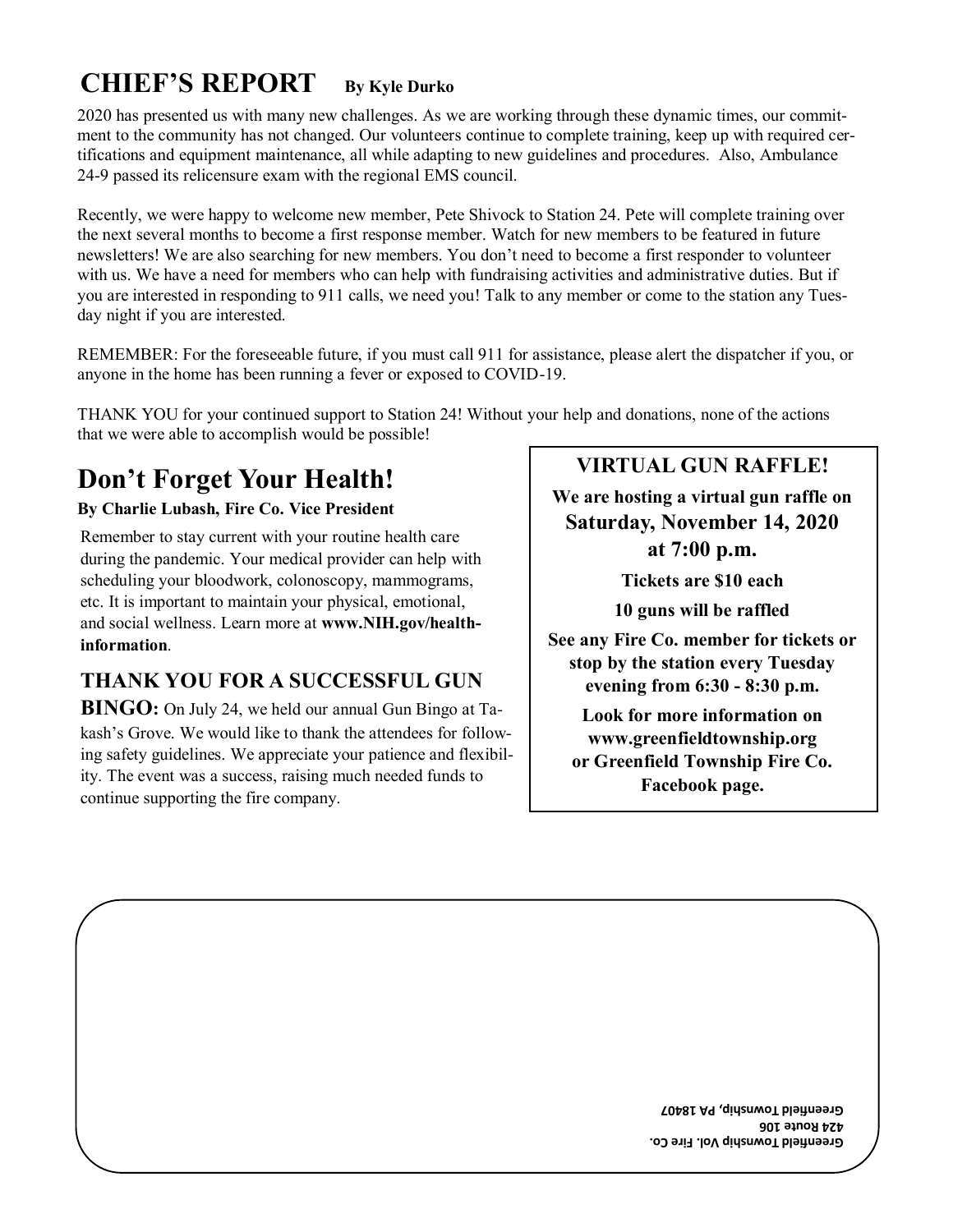## CHIEF'S REPORT **By Kyle Durko**

2020 has presented us with many new challenges. As we are working through these dynamic times, our commitment to the community has not changed. Our volunteers continue to complete training, keep up with required certifications and equipment maintenance, all while adapting to new guidelines and procedures. Also, Ambulance 24-9 passed its relicensure exam with the regional EMS council.

Recently, we were happy to welcome new member, Pete Shivock to Station 24. Pete will complete training over the next several months to become a first response member. Watch for new members to be featured in future newsletters! We are also searching for new members. You don't need to become a first responder to volunteer with us. We have a need for members who can help with fundraising activities and administrative duties. But if you are interested in responding to 911 calls, we need you! Talk to any member or come to the station any Tuesday night if you are interested.

REMEMBER: For the foreseeable future, if you must call 911 for assistance, please alert the dispatcher if you, or anyone in the home has been running a fever or exposed to COVID-19.

THANK YOU for your continued support to Station 24! Without your help and donations, none of the actions that we were able to accomplish would be possible!

## Don't Forget Your Health!

**By Charlie Lubash, Fire Co. Vice President**

Remember to stay current with your routine health care during the pandemic. Your medical provider can help with scheduling your bloodwork, colonoscopy, mammograms, etc. It is important to maintain your physical, emotional, and social wellness. Learn more at **www.NIH.gov/health-information**.

### THANK YOU FOR A SUCCESSFUL GUN BINGO:

On July 24, we held our annual Gun Bingo at Takash's Grove. We would like to thank the attendees for following safety guidelines. We appreciate your patience and flexibility. The event was a success, raising much needed funds to continue supporting the fire company.

### VIRTUAL GUN RAFFLE!

**We are hosting a virtual gun raffle on**

**Saturday, November 14, 2020 at 7:00 p.m.**

**Tickets are $10 each**

**10 guns will be raffled**

**See any Fire Co. member for tickets or stop by the station every Tuesday evening from 6:30 - 8:30 p.m.**

**Look for more information on www.greenfieldtownship.org or Greenfield Township Fire Co. Facebook page.**

**Greenfield Township Vol. Fire Co.**
**424 Route 106**
**Greenfield Township, PA 18407**